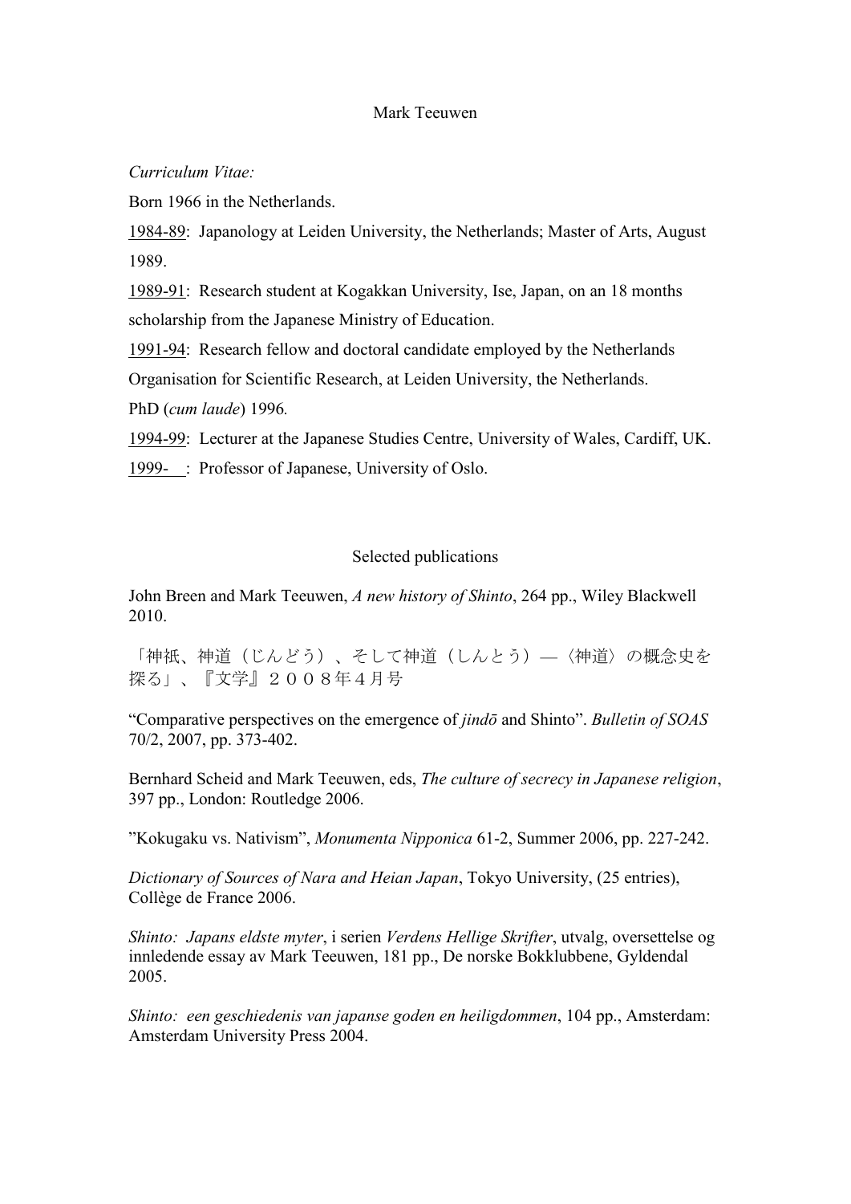# Mark Teeuwen

*Curriculum Vitae:*

Born 1966 in the Netherlands.

1984-89: Japanology at Leiden University, the Netherlands; Master of Arts, August 1989.

1989-91: Research student at Kogakkan University, Ise, Japan, on an 18 months scholarship from the Japanese Ministry of Education.

1991-94: Research fellow and doctoral candidate employed by the Netherlands Organisation for Scientific Research, at Leiden University, the Netherlands.

PhD (*cum laude*) 1996.

1994-99: Lecturer at the Japanese Studies Centre, University of Wales, Cardiff, UK.

1999- : Professor of Japanese, University of Oslo.

## Selected publications

John Breen and Mark Teeuwen, *A new history of Shinto*, 264 pp., Wiley Blackwell 2010.

「神祇、神道（じんどう）、そして神道（しんとう）―〈神道〉の概念史を探る」、『文学』２００８年４月号

"Comparative perspectives on the emergence of *jindō* and Shinto". *Bulletin of SOAS* 70/2, 2007, pp. 373-402.

Bernhard Scheid and Mark Teeuwen, eds, *The culture of secrecy in Japanese religion*, 397 pp., London: Routledge 2006.

"Kokugaku vs. Nativism", *Monumenta Nipponica* 61-2, Summer 2006, pp. 227-242.

*Dictionary of Sources of Nara and Heian Japan*, Tokyo University, (25 entries), Collège de France 2006.

*Shinto: Japans eldste myter*, i serien *Verdens Hellige Skrifter*, utvalg, oversettelse og innledende essay av Mark Teeuwen, 181 pp., De norske Bokklubbene, Gyldendal 2005.

*Shinto: een geschiedenis van japanse goden en heiligdommen*, 104 pp., Amsterdam: Amsterdam University Press 2004.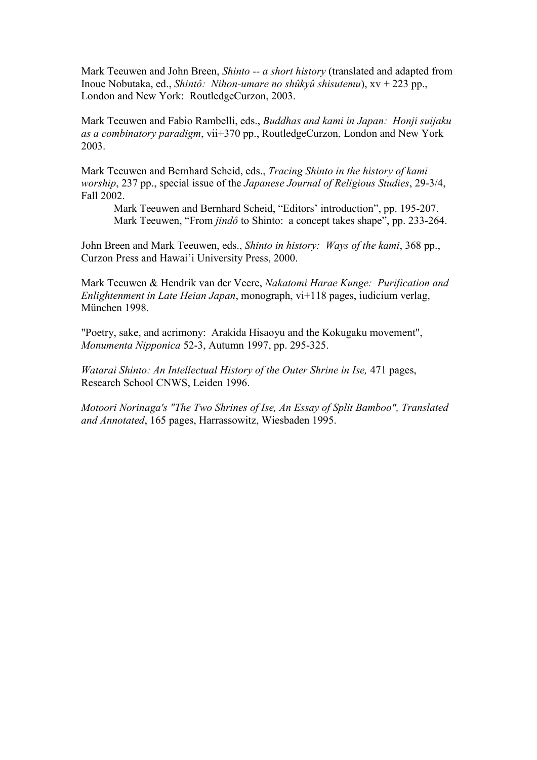Mark Teeuwen and John Breen, *Shinto -- a short history* (translated and adapted from Inoue Nobutaka, ed., *Shintô: Nihon-umare no shûkyû shisutemu*), xv + 223 pp., London and New York: RoutledgeCurzon, 2003.

Mark Teeuwen and Fabio Rambelli, eds., *Buddhas and kami in Japan: Honji suijaku as a combinatory paradigm*, vii+370 pp., RoutledgeCurzon, London and New York 2003.

Mark Teeuwen and Bernhard Scheid, eds., *Tracing Shinto in the history of kami worship*, 237 pp., special issue of the *Japanese Journal of Religious Studies*, 29-3/4, Fall 2002.

Mark Teeuwen and Bernhard Scheid, "Editors' introduction", pp. 195-207.
Mark Teeuwen, "From *jindô* to Shinto: a concept takes shape", pp. 233-264.

John Breen and Mark Teeuwen, eds., *Shinto in history: Ways of the kami*, 368 pp., Curzon Press and Hawai'i University Press, 2000.

Mark Teeuwen & Hendrik van der Veere, *Nakatomi Harae Kunge: Purification and Enlightenment in Late Heian Japan*, monograph, vi+118 pages, iudicium verlag, München 1998.

"Poetry, sake, and acrimony: Arakida Hisaoyu and the Kokugaku movement", *Monumenta Nipponica* 52-3, Autumn 1997, pp. 295-325.

*Watarai Shinto: An Intellectual History of the Outer Shrine in Ise,* 471 pages, Research School CNWS, Leiden 1996.

*Motoori Norinaga's "The Two Shrines of Ise, An Essay of Split Bamboo", Translated and Annotated*, 165 pages, Harrassowitz, Wiesbaden 1995.